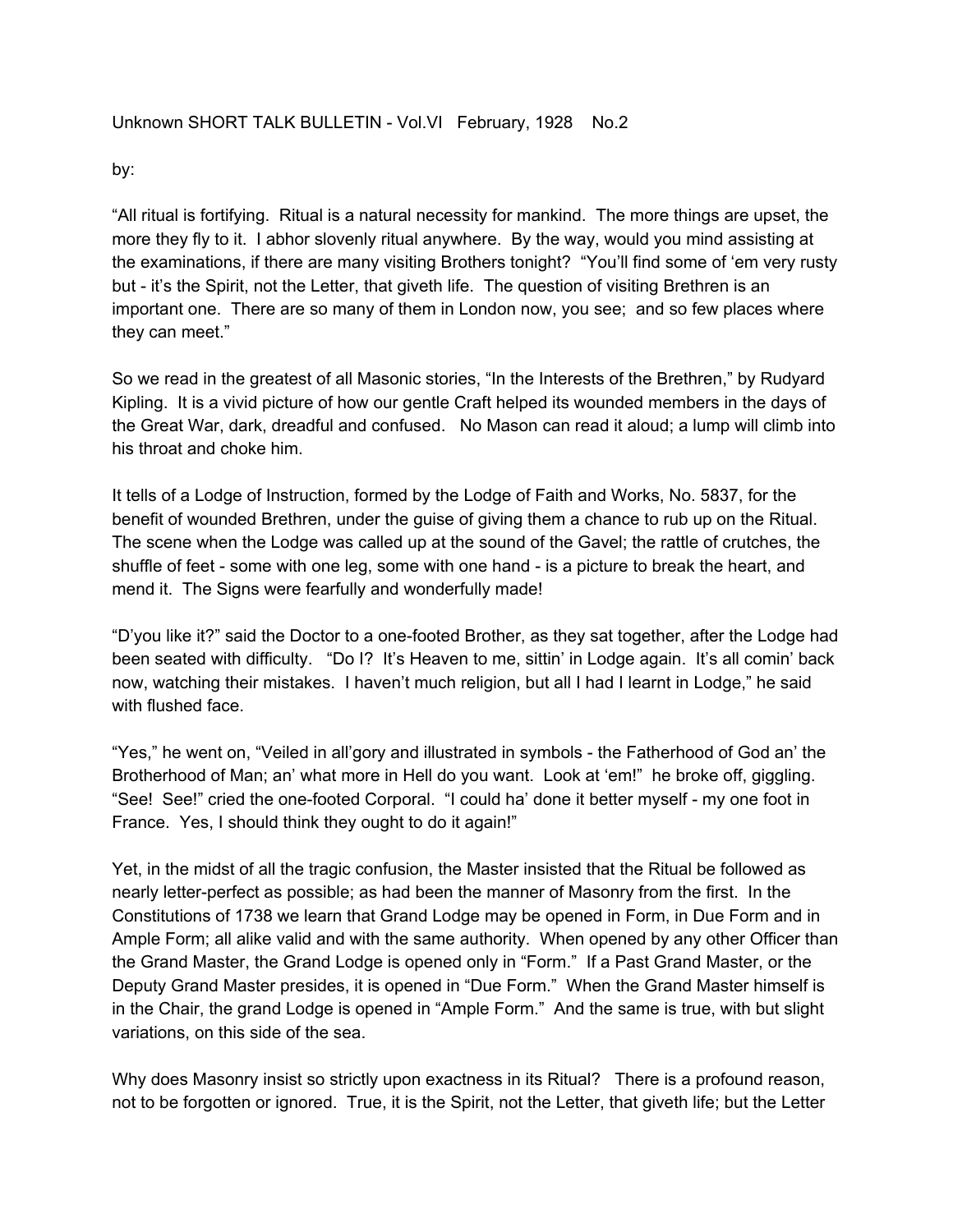Unknown SHORT TALK BULLETIN - Vol.VI February, 1928 No.2

by:

"All ritual is fortifying. Ritual is a natural necessity for mankind. The more things are upset, the more they fly to it. I abhor slovenly ritual anywhere. By the way, would you mind assisting at the examinations, if there are many visiting Brothers tonight? "You'll find some of 'em very rusty but - it's the Spirit, not the Letter, that giveth life. The question of visiting Brethren is an important one. There are so many of them in London now, you see; and so few places where they can meet."

So we read in the greatest of all Masonic stories, "In the Interests of the Brethren," by Rudyard Kipling. It is a vivid picture of how our gentle Craft helped its wounded members in the days of the Great War, dark, dreadful and confused. No Mason can read it aloud; a lump will climb into his throat and choke him.

It tells of a Lodge of Instruction, formed by the Lodge of Faith and Works, No. 5837, for the benefit of wounded Brethren, under the guise of giving them a chance to rub up on the Ritual. The scene when the Lodge was called up at the sound of the Gavel; the rattle of crutches, the shuffle of feet - some with one leg, some with one hand - is a picture to break the heart, and mend it. The Signs were fearfully and wonderfully made!

"D'you like it?" said the Doctor to a one-footed Brother, as they sat together, after the Lodge had been seated with difficulty. "Do I? It's Heaven to me, sittin' in Lodge again. It's all comin' back now, watching their mistakes. I haven't much religion, but all I had I learnt in Lodge," he said with flushed face.

"Yes," he went on, "Veiled in all'gory and illustrated in symbols - the Fatherhood of God an' the Brotherhood of Man; an' what more in Hell do you want. Look at 'em!" he broke off, giggling. "See! See!" cried the one-footed Corporal. "I could ha' done it better myself - my one foot in France. Yes, I should think they ought to do it again!"

Yet, in the midst of all the tragic confusion, the Master insisted that the Ritual be followed as nearly letter-perfect as possible; as had been the manner of Masonry from the first. In the Constitutions of 1738 we learn that Grand Lodge may be opened in Form, in Due Form and in Ample Form; all alike valid and with the same authority. When opened by any other Officer than the Grand Master, the Grand Lodge is opened only in "Form." If a Past Grand Master, or the Deputy Grand Master presides, it is opened in "Due Form." When the Grand Master himself is in the Chair, the grand Lodge is opened in "Ample Form." And the same is true, with but slight variations, on this side of the sea.

Why does Masonry insist so strictly upon exactness in its Ritual? There is a profound reason, not to be forgotten or ignored. True, it is the Spirit, not the Letter, that giveth life; but the Letter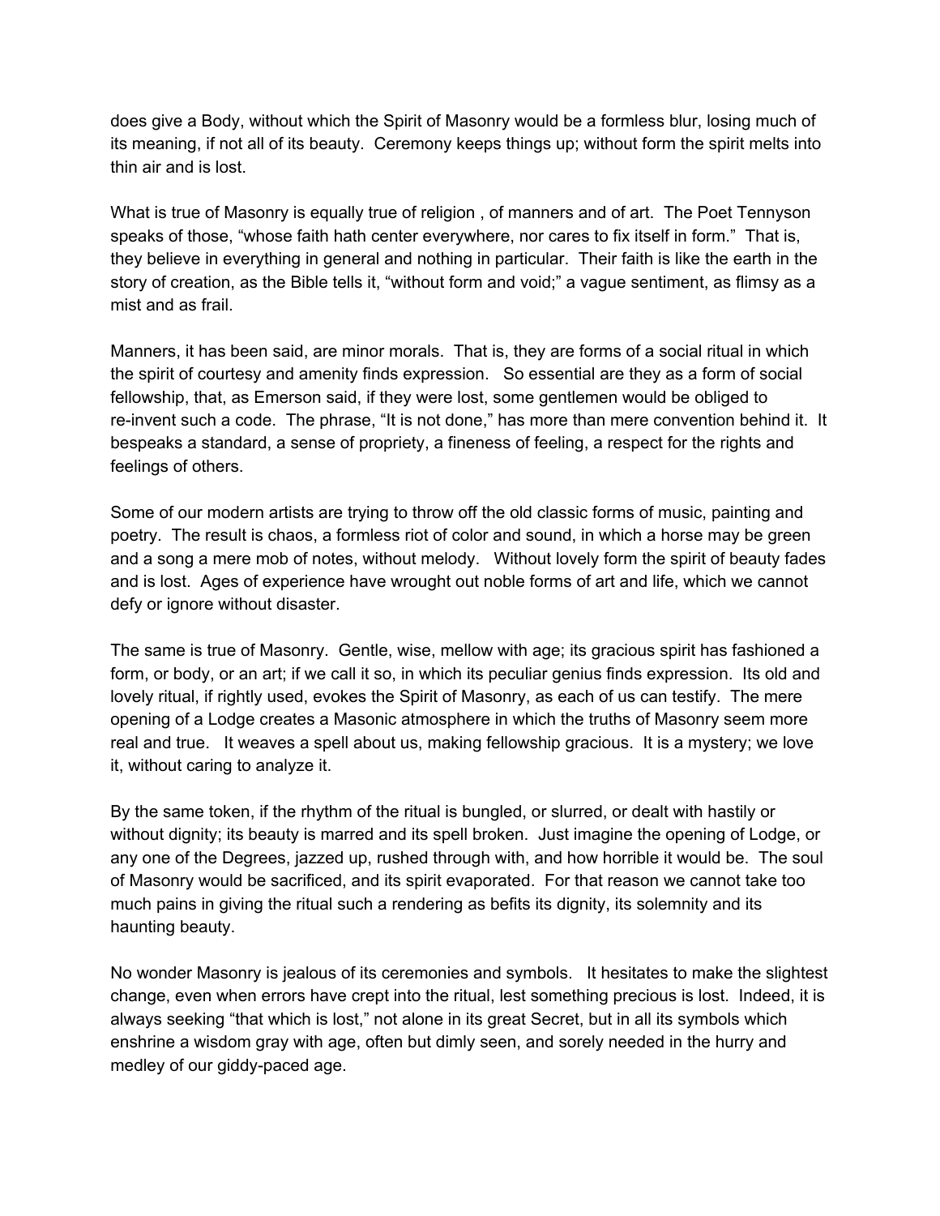does give a Body, without which the Spirit of Masonry would be a formless blur, losing much of its meaning, if not all of its beauty. Ceremony keeps things up; without form the spirit melts into thin air and is lost.

What is true of Masonry is equally true of religion , of manners and of art. The Poet Tennyson speaks of those, "whose faith hath center everywhere, nor cares to fix itself in form." That is, they believe in everything in general and nothing in particular. Their faith is like the earth in the story of creation, as the Bible tells it, "without form and void;" a vague sentiment, as flimsy as a mist and as frail.

Manners, it has been said, are minor morals. That is, they are forms of a social ritual in which the spirit of courtesy and amenity finds expression. So essential are they as a form of social fellowship, that, as Emerson said, if they were lost, some gentlemen would be obliged to re-invent such a code. The phrase, "It is not done," has more than mere convention behind it. It bespeaks a standard, a sense of propriety, a fineness of feeling, a respect for the rights and feelings of others.

Some of our modern artists are trying to throw off the old classic forms of music, painting and poetry. The result is chaos, a formless riot of color and sound, in which a horse may be green and a song a mere mob of notes, without melody. Without lovely form the spirit of beauty fades and is lost. Ages of experience have wrought out noble forms of art and life, which we cannot defy or ignore without disaster.

The same is true of Masonry. Gentle, wise, mellow with age; its gracious spirit has fashioned a form, or body, or an art; if we call it so, in which its peculiar genius finds expression. Its old and lovely ritual, if rightly used, evokes the Spirit of Masonry, as each of us can testify. The mere opening of a Lodge creates a Masonic atmosphere in which the truths of Masonry seem more real and true. It weaves a spell about us, making fellowship gracious. It is a mystery; we love it, without caring to analyze it.

By the same token, if the rhythm of the ritual is bungled, or slurred, or dealt with hastily or without dignity; its beauty is marred and its spell broken. Just imagine the opening of Lodge, or any one of the Degrees, jazzed up, rushed through with, and how horrible it would be. The soul of Masonry would be sacrificed, and its spirit evaporated. For that reason we cannot take too much pains in giving the ritual such a rendering as befits its dignity, its solemnity and its haunting beauty.

No wonder Masonry is jealous of its ceremonies and symbols. It hesitates to make the slightest change, even when errors have crept into the ritual, lest something precious is lost. Indeed, it is always seeking "that which is lost," not alone in its great Secret, but in all its symbols which enshrine a wisdom gray with age, often but dimly seen, and sorely needed in the hurry and medley of our giddy-paced age.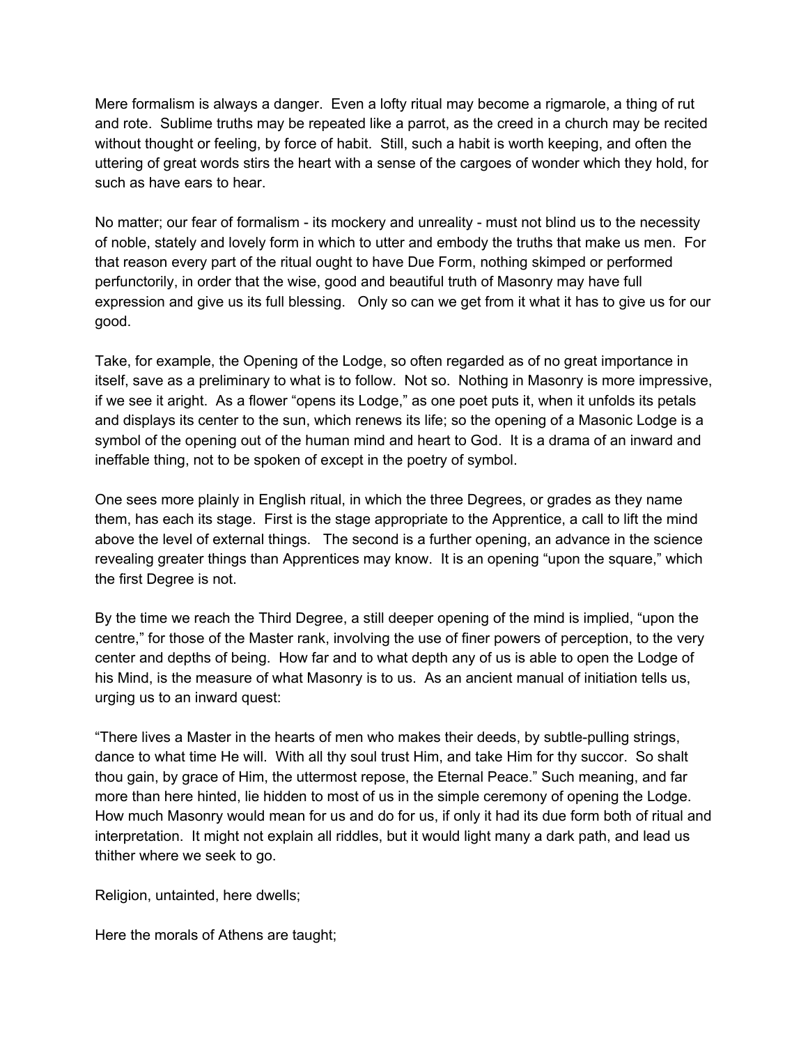Mere formalism is always a danger. Even a lofty ritual may become a rigmarole, a thing of rut and rote. Sublime truths may be repeated like a parrot, as the creed in a church may be recited without thought or feeling, by force of habit. Still, such a habit is worth keeping, and often the uttering of great words stirs the heart with a sense of the cargoes of wonder which they hold, for such as have ears to hear.

No matter; our fear of formalism - its mockery and unreality - must not blind us to the necessity of noble, stately and lovely form in which to utter and embody the truths that make us men. For that reason every part of the ritual ought to have Due Form, nothing skimped or performed perfunctorily, in order that the wise, good and beautiful truth of Masonry may have full expression and give us its full blessing. Only so can we get from it what it has to give us for our good.

Take, for example, the Opening of the Lodge, so often regarded as of no great importance in itself, save as a preliminary to what is to follow. Not so. Nothing in Masonry is more impressive, if we see it aright. As a flower "opens its Lodge," as one poet puts it, when it unfolds its petals and displays its center to the sun, which renews its life; so the opening of a Masonic Lodge is a symbol of the opening out of the human mind and heart to God. It is a drama of an inward and ineffable thing, not to be spoken of except in the poetry of symbol.

One sees more plainly in English ritual, in which the three Degrees, or grades as they name them, has each its stage. First is the stage appropriate to the Apprentice, a call to lift the mind above the level of external things. The second is a further opening, an advance in the science revealing greater things than Apprentices may know. It is an opening "upon the square," which the first Degree is not.

By the time we reach the Third Degree, a still deeper opening of the mind is implied, "upon the centre," for those of the Master rank, involving the use of finer powers of perception, to the very center and depths of being. How far and to what depth any of us is able to open the Lodge of his Mind, is the measure of what Masonry is to us. As an ancient manual of initiation tells us, urging us to an inward quest:

"There lives a Master in the hearts of men who makes their deeds, by subtle-pulling strings, dance to what time He will. With all thy soul trust Him, and take Him for thy succor. So shalt thou gain, by grace of Him, the uttermost repose, the Eternal Peace." Such meaning, and far more than here hinted, lie hidden to most of us in the simple ceremony of opening the Lodge. How much Masonry would mean for us and do for us, if only it had its due form both of ritual and interpretation. It might not explain all riddles, but it would light many a dark path, and lead us thither where we seek to go.

Religion, untainted, here dwells;

Here the morals of Athens are taught;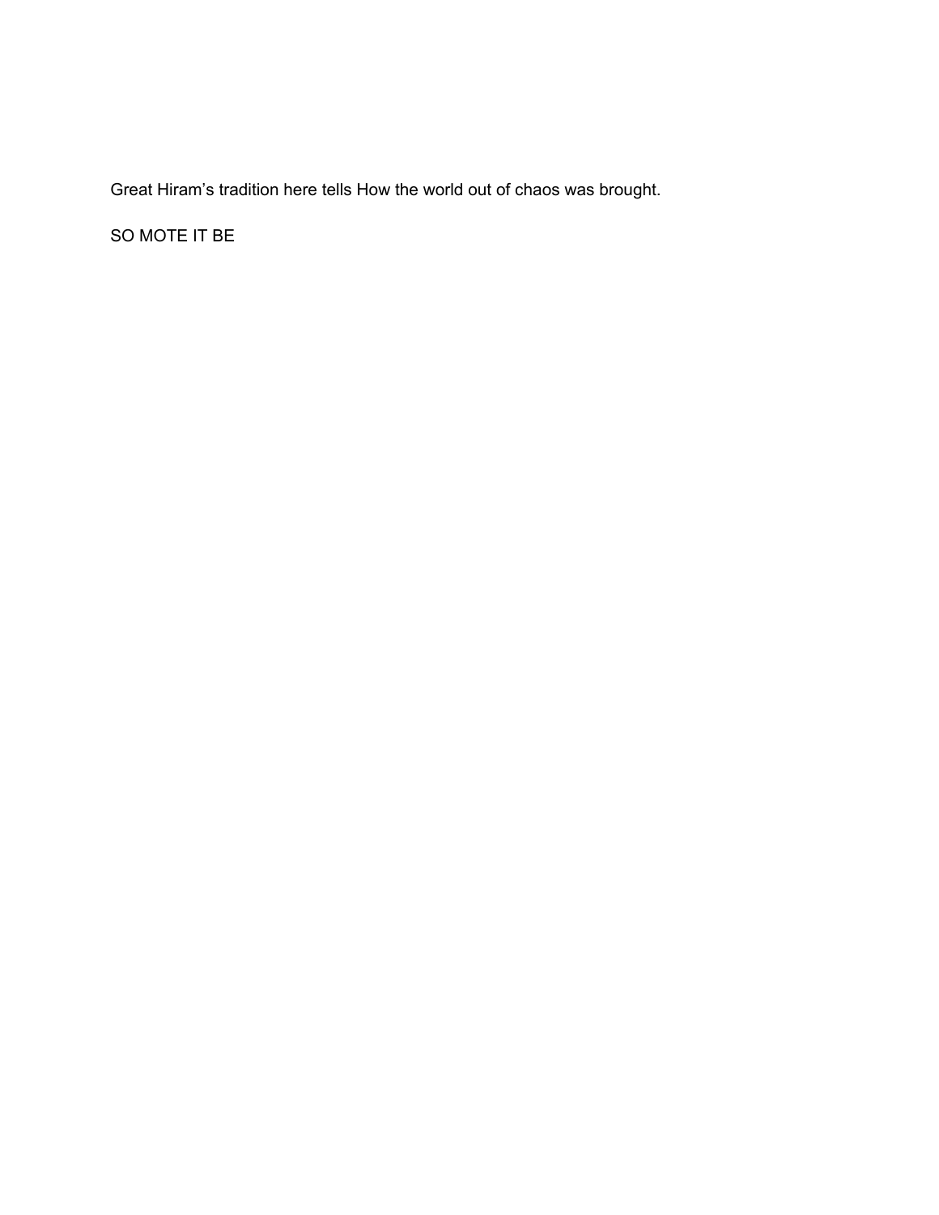Great Hiram's tradition here tells How the world out of chaos was brought.

SO MOTE IT BE